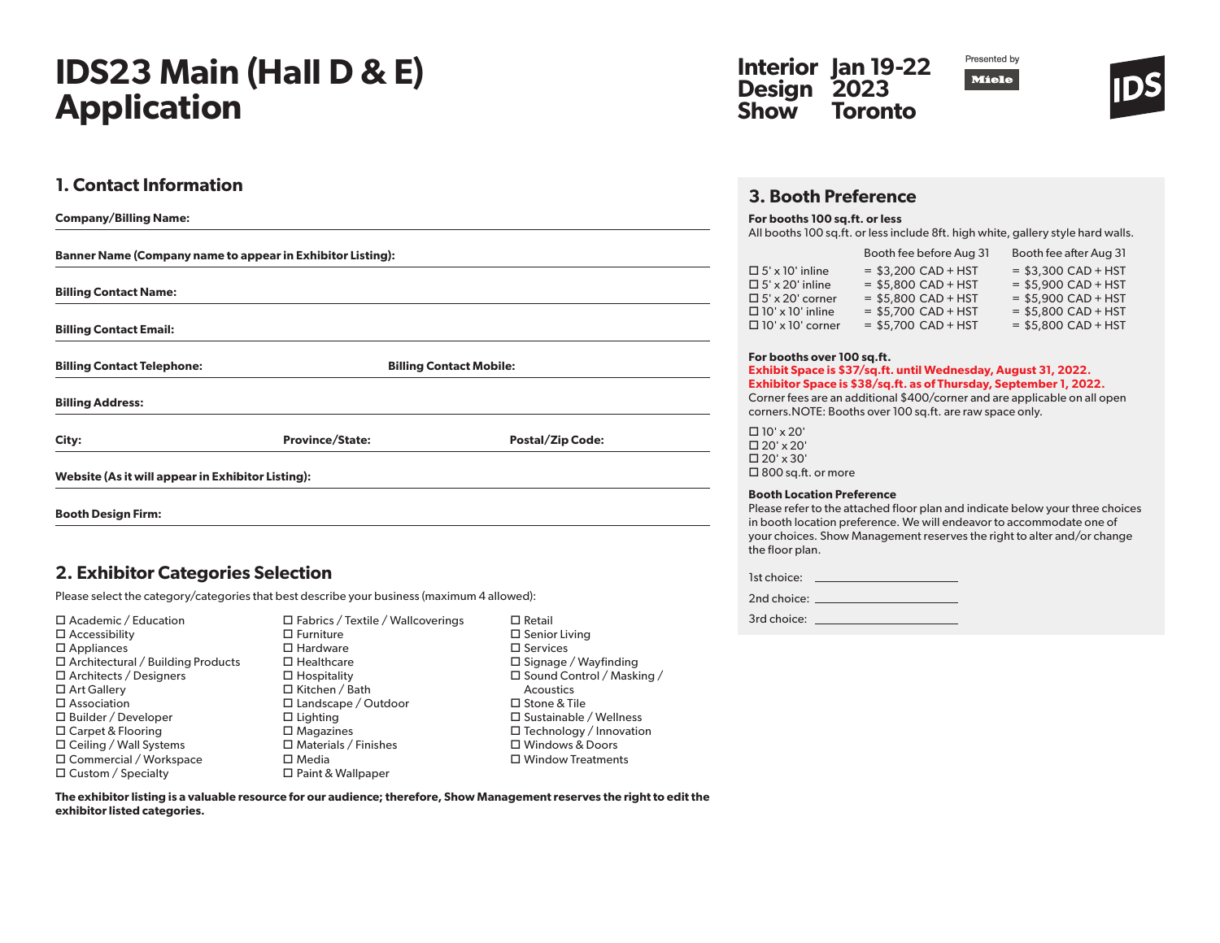# IDS23 Main (Hall D & E) Application

Interior Design Show Jan 19-22 2023 Toronto

Presented by Miele

IDS

## 1. Contact Information

**Company/Billing Name:**

**Banner Name (Company name to appear in Exhibitor Listing):**

**Billing Contact Name:**

**Billing Contact Email:**

**Billing Contact Telephone:** **Billing Contact Mobile:**

**Billing Address:**

**City:** **Province/State:** **Postal/Zip Code:**

**Website (As it will appear in Exhibitor Listing):**

**Booth Design Firm:**

## 2. Exhibitor Categories Selection

Please select the category/categories that best describe your business (maximum 4 allowed):

- ☐ Academic / Education
- ☐ Accessibility
- ☐ Appliances
- ☐ Architectural / Building Products
- ☐ Architects / Designers
- ☐ Art Gallery
- ☐ Association
- ☐ Builder / Developer
- ☐ Carpet & Flooring
- ☐ Ceiling / Wall Systems
- ☐ Commercial / Workspace
- ☐ Custom / Specialty
- ☐ Fabrics / Textile / Wallcoverings
- ☐ Furniture
- ☐ Hardware
- ☐ Healthcare
- ☐ Hospitality
- ☐ Kitchen / Bath
- ☐ Landscape / Outdoor
- ☐ Lighting
- ☐ Magazines
- ☐ Materials / Finishes
- ☐ Media
- ☐ Paint & Wallpaper
- ☐ Retail
- ☐ Senior Living
- ☐ Services
- ☐ Signage / Wayfinding
- ☐ Sound Control / Masking / Acoustics
- ☐ Stone & Tile
- ☐ Sustainable / Wellness
- ☐ Technology / Innovation
- ☐ Windows & Doors
- ☐ Window Treatments

**The exhibitor listing is a valuable resource for our audience; therefore, Show Management reserves the right to edit the exhibitor listed categories.**

## 3. Booth Preference

**For booths 100 sq.ft. or less**

All booths 100 sq.ft. or less include 8ft. high white, gallery style hard walls.

| | Booth fee before Aug 31 | Booth fee after Aug 31 |
|---|---|---|
| ☐ 5' x 10' inline | = $3,200 CAD + HST | = $3,300 CAD + HST |
| ☐ 5' x 20' inline | = $5,800 CAD + HST | = $5,900 CAD + HST |
| ☐ 5' x 20' corner | = $5,800 CAD + HST | = $5,900 CAD + HST |
| ☐ 10' x 10' inline | = $5,700 CAD + HST | = $5,800 CAD + HST |
| ☐ 10' x 10' corner | = $5,700 CAD + HST | = $5,800 CAD + HST |

**For booths over 100 sq.ft.**

**Exhibit Space is $37/sq.ft. until Wednesday, August 31, 2022.**
**Exhibitor Space is $38/sq.ft. as of Thursday, September 1, 2022.**

Corner fees are an additional $400/corner and are applicable on all open corners.NOTE: Booths over 100 sq.ft. are raw space only.

- ☐ 10' x 20'
- ☐ 20' x 20'
- ☐ 20' x 30'
- ☐ 800 sq.ft. or more

**Booth Location Preference**

Please refer to the attached floor plan and indicate below your three choices in booth location preference. We will endeavor to accommodate one of your choices. Show Management reserves the right to alter and/or change the floor plan.

1st choice: ____________________

2nd choice: ____________________

3rd choice: ____________________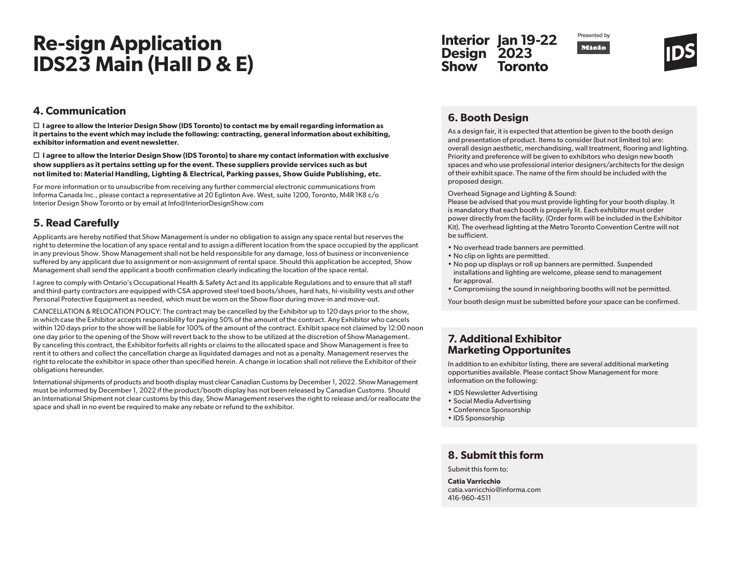# Re-sign Application IDS23 Main (Hall D & E)

Interior Design Show Jan 19-22 2023 Toronto

Presented by Miele

IDS

## 4. Communication

☐ **I agree to allow the Interior Design Show (IDS Toronto) to contact me by email regarding information as it pertains to the event which may include the following: contracting, general information about exhibiting, exhibitor information and event newsletter.**

☐ **I agree to allow the Interior Design Show (IDS Toronto) to share my contact information with exclusive show suppliers as it pertains setting up for the event. These suppliers provide services such as but not limited to: Material Handling, Lighting & Electrical, Parking passes, Show Guide Publishing, etc.**

For more information or to unsubscribe from receiving any further commercial electronic communications from Informa Canada Inc., please contact a representative at 20 Eglinton Ave. West, suite 1200, Toronto, M4R 1K8 c/o Interior Design Show Toronto or by email at Info@InteriorDesignShow.com

## 5. Read Carefully

Applicants are hereby notified that Show Management is under no obligation to assign any space rental but reserves the right to determine the location of any space rental and to assign a different location from the space occupied by the applicant in any previous Show. Show Management shall not be held responsible for any damage, loss of business or inconvenience suffered by any applicant due to assignment or non-assignment of rental space. Should this application be accepted, Show Management shall send the applicant a booth confirmation clearly indicating the location of the space rental.

I agree to comply with Ontario's Occupational Health & Safety Act and its applicable Regulations and to ensure that all staff and third-party contractors are equipped with CSA approved steel toed boots/shoes, hard hats, hi-visibility vests and other Personal Protective Equipment as needed, which must be worn on the Show floor during move-in and move-out.

CANCELLATION & RELOCATION POLICY: The contract may be cancelled by the Exhibitor up to 120 days prior to the show, in which case the Exhibitor accepts responsibility for paying 50% of the amount of the contract. Any Exhibitor who cancels within 120 days prior to the show will be liable for 100% of the amount of the contract. Exhibit space not claimed by 12:00 noon one day prior to the opening of the Show will revert back to the show to be utilized at the discretion of Show Management. By canceling this contract, the Exhibitor forfeits all rights or claims to the allocated space and Show Management is free to rent it to others and collect the cancellation charge as liquidated damages and not as a penalty. Management reserves the right to relocate the exhibitor in space other than specified herein. A change in location shall not relieve the Exhibitor of their obligations hereunder.

International shipments of products and booth display must clear Canadian Customs by December 1, 2022. Show Management must be informed by December 1, 2022 if the product/booth display has not been released by Canadian Customs. Should an International Shipment not clear customs by this day, Show Management reserves the right to release and/or reallocate the space and shall in no event be required to make any rebate or refund to the exhibitor.

## 6. Booth Design

As a design fair, it is expected that attention be given to the booth design and presentation of product. Items to consider (but not limited to) are: overall design aesthetic, merchandising, wall treatment, flooring and lighting. Priority and preference will be given to exhibitors who design new booth spaces and who use professional interior designers/architects for the design of their exhibit space. The name of the firm should be included with the proposed design.

Overhead Signage and Lighting & Sound:
Please be advised that you must provide lighting for your booth display. It is mandatory that each booth is properly lit. Each exhibitor must order power directly from the facility. (Order form will be included in the Exhibitor Kit). The overhead lighting at the Metro Toronto Convention Centre will not be sufficient.

- No overhead trade banners are permitted.
- No clip on lights are permitted.
- No pop up displays or roll up banners are permitted. Suspended installations and lighting are welcome, please send to management for approval.
- Compromising the sound in neighboring booths will not be permitted.

Your booth design must be submitted before your space can be confirmed.

## 7. Additional Exhibitor Marketing Opportunites

In addition to an exhibitor listing, there are several additional marketing opportunities available. Please contact Show Management for more information on the following:

- IDS Newsletter Advertising
- Social Media Advertising
- Conference Sponsorship
- IDS Sponsorship

## 8. Submit this form

Submit this form to:

**Catia Varricchio**
catia.varricchio@informa.com
416-960-4511